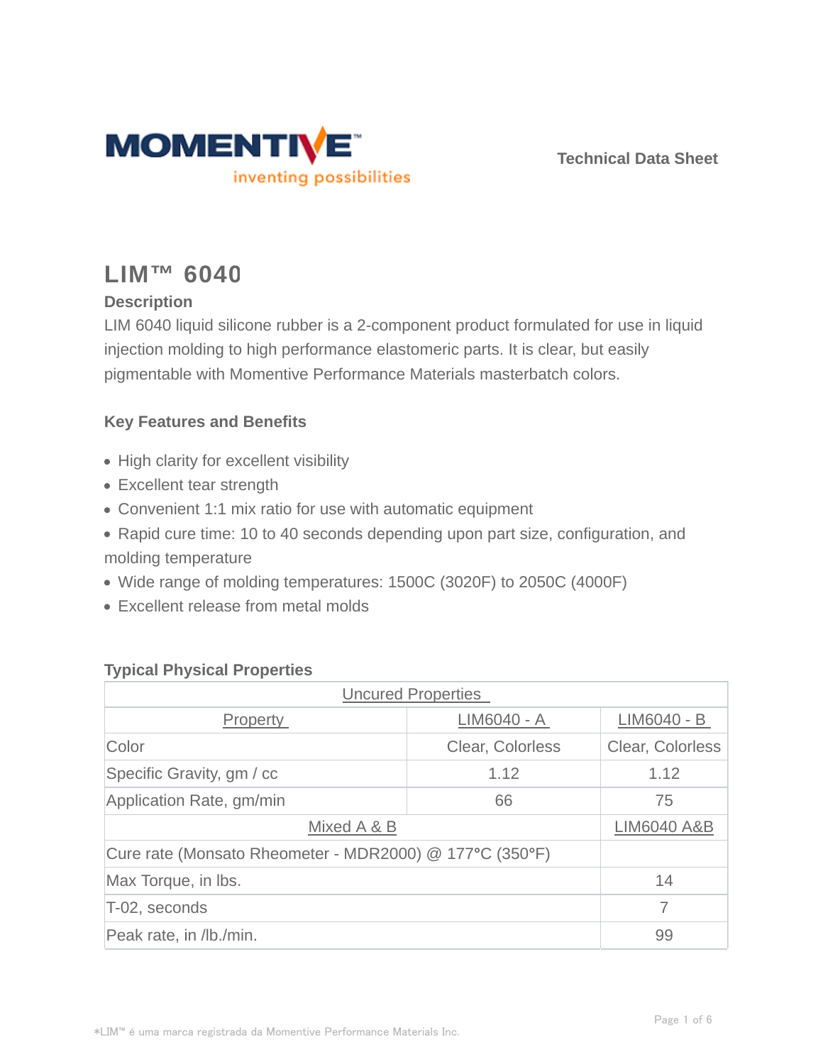Technical Data Sheet

# LIM™ 6040

### Description

LIM 6040 liquid silicone rubber is a 2-component product formulated for use in liquid injection molding to high performance elastomeric parts. It is clear, but easily pigmentable with Momentive Performance Materials masterbatch colors.

### Key Features and Benefits

- High clarity for excellent visibility
- Excellent tear strength
- Convenient 1:1 mix ratio for use with automatic equipment
- Rapid cure time: 10 to 40 seconds depending upon part size, configuration, and molding temperature
- Wide range of molding temperatures: 1500C (3020F) to 2050C (4000F)
- Excellent release from metal molds

### Typical Physical Properties

| Uncured Properties | | |
|---|---|---|
| Property | LIM6040 - A | LIM6040 - B |
| Color | Clear, Colorless | Clear, Colorless |
| Specific Gravity, gm / cc | 1.12 | 1.12 |
| Application Rate, gm/min | 66 | 75 |
| Mixed A & B | | LIM6040 A&B |
| Cure rate (Monsato Rheometer - MDR2000) @ 177°C (350°F) | | |
| Max Torque, in lbs. | | 14 |
| T-02, seconds | | 7 |
| Peak rate, in /lb./min. | | 99 |

*LIM™ é uma marca registrada da Momentive Performance Materials Inc.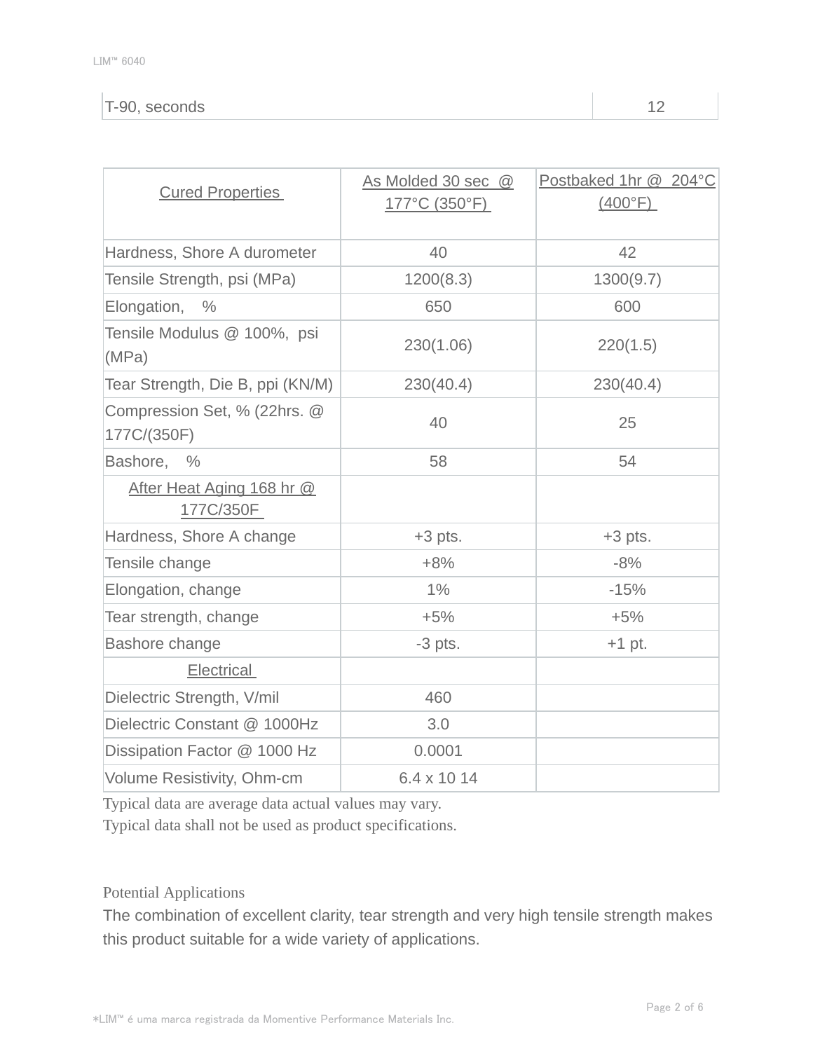| T-90, seconds | 12 |
|---|---|

| Cured Properties | As Molded 30 sec @ 177°C (350°F) | Postbaked 1hr @ 204°C (400°F) |
|---|---|---|
| Hardness, Shore A durometer | 40 | 42 |
| Tensile Strength, psi (MPa) | 1200(8.3) | 1300(9.7) |
| Elongation, % | 650 | 600 |
| Tensile Modulus @ 100%, psi (MPa) | 230(1.06) | 220(1.5) |
| Tear Strength, Die B, ppi (KN/M) | 230(40.4) | 230(40.4) |
| Compression Set, % (22hrs. @ 177C/(350F) | 40 | 25 |
| Bashore, % | 58 | 54 |
| After Heat Aging 168 hr @ 177C/350F | | |
| Hardness, Shore A change | +3 pts. | +3 pts. |
| Tensile change | +8% | -8% |
| Elongation, change | 1% | -15% |
| Tear strength, change | +5% | +5% |
| Bashore change | -3 pts. | +1 pt. |
| Electrical | | |
| Dielectric Strength, V/mil | 460 | |
| Dielectric Constant @ 1000Hz | 3.0 | |
| Dissipation Factor @ 1000 Hz | 0.0001 | |
| Volume Resistivity, Ohm-cm | 6.4 x 10 14 | |

Typical data are average data actual values may vary.
Typical data shall not be used as product specifications.

## Potential Applications

The combination of excellent clarity, tear strength and very high tensile strength makes this product suitable for a wide variety of applications.

*LIM™ é uma marca registrada da Momentive Performance Materials Inc.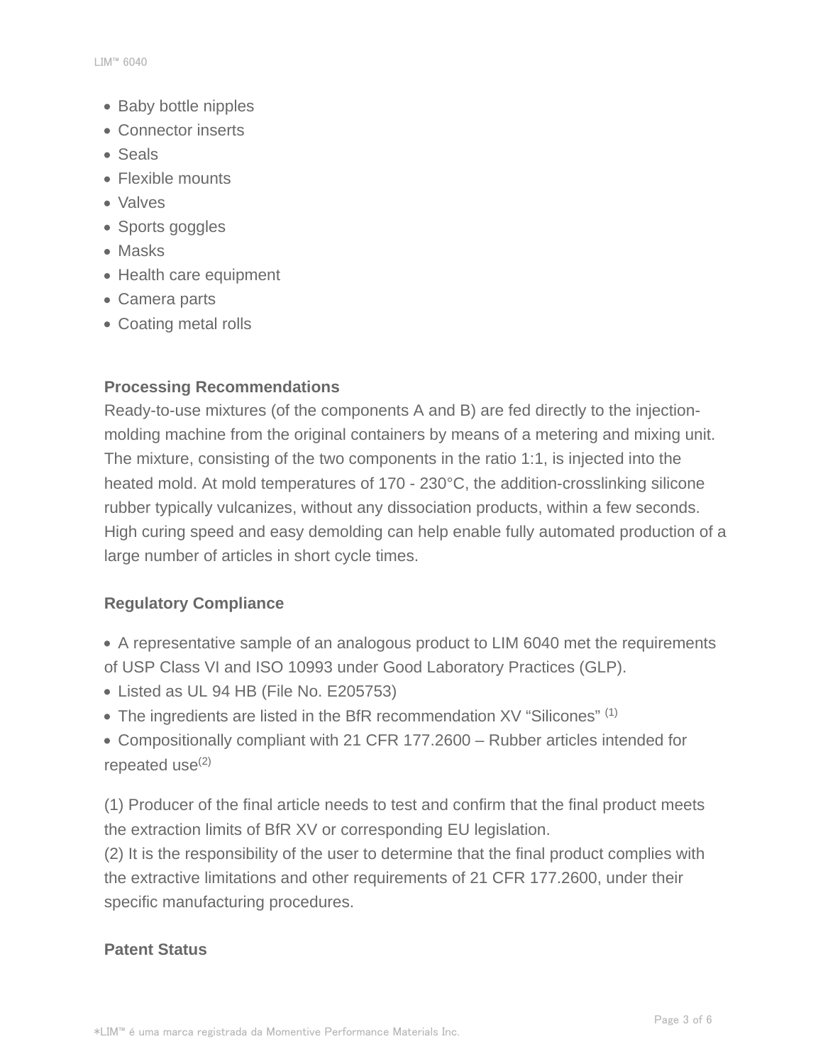- Baby bottle nipples
- Connector inserts
- Seals
- Flexible mounts
- Valves
- Sports goggles
- Masks
- Health care equipment
- Camera parts
- Coating metal rolls

### Processing Recommendations

Ready-to-use mixtures (of the components A and B) are fed directly to the injection-molding machine from the original containers by means of a metering and mixing unit. The mixture, consisting of the two components in the ratio 1:1, is injected into the heated mold. At mold temperatures of 170 - 230°C, the addition-crosslinking silicone rubber typically vulcanizes, without any dissociation products, within a few seconds. High curing speed and easy demolding can help enable fully automated production of a large number of articles in short cycle times.

### Regulatory Compliance

- A representative sample of an analogous product to LIM 6040 met the requirements of USP Class VI and ISO 10993 under Good Laboratory Practices (GLP).
- Listed as UL 94 HB (File No. E205753)
- The ingredients are listed in the BfR recommendation XV "Silicones" [1]
- Compositionally compliant with 21 CFR 177.2600 – Rubber articles intended for repeated use[2]

(1) Producer of the final article needs to test and confirm that the final product meets the extraction limits of BfR XV or corresponding EU legislation.
(2) It is the responsibility of the user to determine that the final product complies with the extractive limitations and other requirements of 21 CFR 177.2600, under their specific manufacturing procedures.

### Patent Status

*LIM™ é uma marca registrada da Momentive Performance Materials Inc.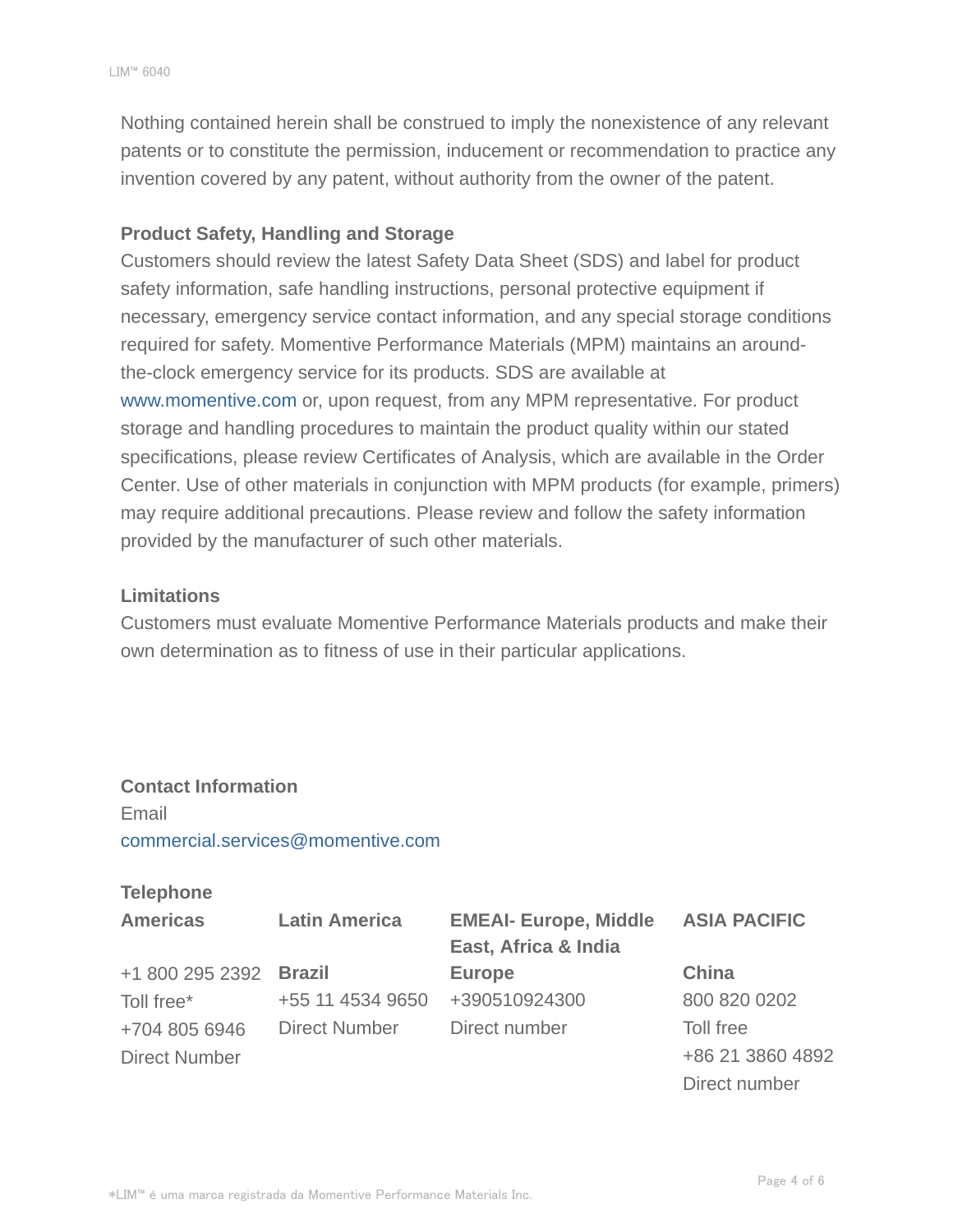Nothing contained herein shall be construed to imply the nonexistence of any relevant patents or to constitute the permission, inducement or recommendation to practice any invention covered by any patent, without authority from the owner of the patent.

**Product Safety, Handling and Storage**

Customers should review the latest Safety Data Sheet (SDS) and label for product safety information, safe handling instructions, personal protective equipment if necessary, emergency service contact information, and any special storage conditions required for safety. Momentive Performance Materials (MPM) maintains an around-the-clock emergency service for its products. SDS are available at www.momentive.com or, upon request, from any MPM representative. For product storage and handling procedures to maintain the product quality within our stated specifications, please review Certificates of Analysis, which are available in the Order Center. Use of other materials in conjunction with MPM products (for example, primers) may require additional precautions. Please review and follow the safety information provided by the manufacturer of such other materials.

**Limitations**

Customers must evaluate Momentive Performance Materials products and make their own determination as to fitness of use in their particular applications.

**Contact Information**

Email

commercial.services@momentive.com

**Telephone**

| Americas | Latin America | EMEAI- Europe, Middle East, Africa & India | ASIA PACIFIC |
|---|---|---|---|
| +1 800 295 2392 | **Brazil** | **Europe** | **China** |
| Toll free* | +55 11 4534 9650 | +390510924300 | 800 820 0202 |
| +704 805 6946 | Direct Number | Direct number | Toll free |
| Direct Number | | | +86 21 3860 4892 |
| | | | Direct number |

*LIM™ é uma marca registrada da Momentive Performance Materials Inc.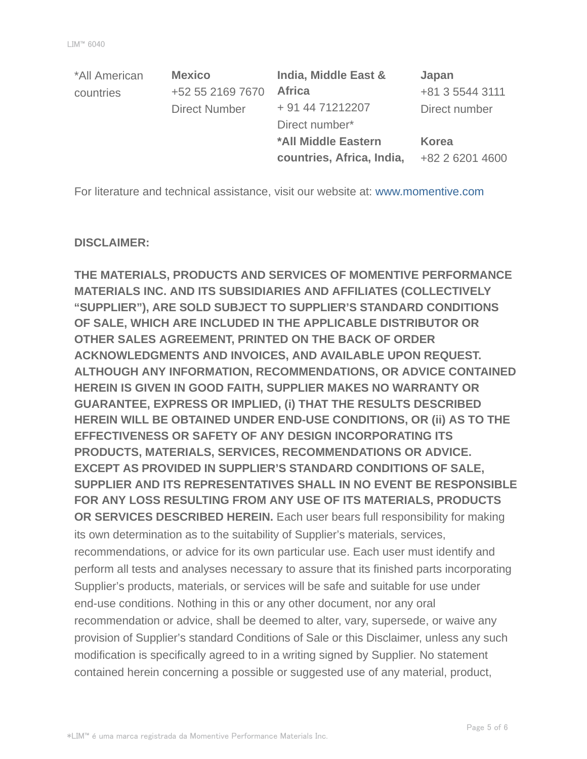| *All American countries | **Mexico**<br>+52 55 2169 7670<br>Direct Number | **India, Middle East & Africa**<br>+ 91 44 71212207<br>Direct number* | **Japan**<br>+81 3 5544 3111<br>Direct number |
|---|---|---|---|
| | | ***All Middle Eastern countries, Africa, India,** | **Korea**<br>+82 2 6201 4600 |

For literature and technical assistance, visit our website at: www.momentive.com

**DISCLAIMER:**

**THE MATERIALS, PRODUCTS AND SERVICES OF MOMENTIVE PERFORMANCE MATERIALS INC. AND ITS SUBSIDIARIES AND AFFILIATES (COLLECTIVELY "SUPPLIER"), ARE SOLD SUBJECT TO SUPPLIER'S STANDARD CONDITIONS OF SALE, WHICH ARE INCLUDED IN THE APPLICABLE DISTRIBUTOR OR OTHER SALES AGREEMENT, PRINTED ON THE BACK OF ORDER ACKNOWLEDGMENTS AND INVOICES, AND AVAILABLE UPON REQUEST. ALTHOUGH ANY INFORMATION, RECOMMENDATIONS, OR ADVICE CONTAINED HEREIN IS GIVEN IN GOOD FAITH, SUPPLIER MAKES NO WARRANTY OR GUARANTEE, EXPRESS OR IMPLIED, (i) THAT THE RESULTS DESCRIBED HEREIN WILL BE OBTAINED UNDER END-USE CONDITIONS, OR (ii) AS TO THE EFFECTIVENESS OR SAFETY OF ANY DESIGN INCORPORATING ITS PRODUCTS, MATERIALS, SERVICES, RECOMMENDATIONS OR ADVICE. EXCEPT AS PROVIDED IN SUPPLIER'S STANDARD CONDITIONS OF SALE, SUPPLIER AND ITS REPRESENTATIVES SHALL IN NO EVENT BE RESPONSIBLE FOR ANY LOSS RESULTING FROM ANY USE OF ITS MATERIALS, PRODUCTS OR SERVICES DESCRIBED HEREIN.** Each user bears full responsibility for making its own determination as to the suitability of Supplier's materials, services, recommendations, or advice for its own particular use. Each user must identify and perform all tests and analyses necessary to assure that its finished parts incorporating Supplier's products, materials, or services will be safe and suitable for use under end-use conditions. Nothing in this or any other document, nor any oral recommendation or advice, shall be deemed to alter, vary, supersede, or waive any provision of Supplier's standard Conditions of Sale or this Disclaimer, unless any such modification is specifically agreed to in a writing signed by Supplier. No statement contained herein concerning a possible or suggested use of any material, product,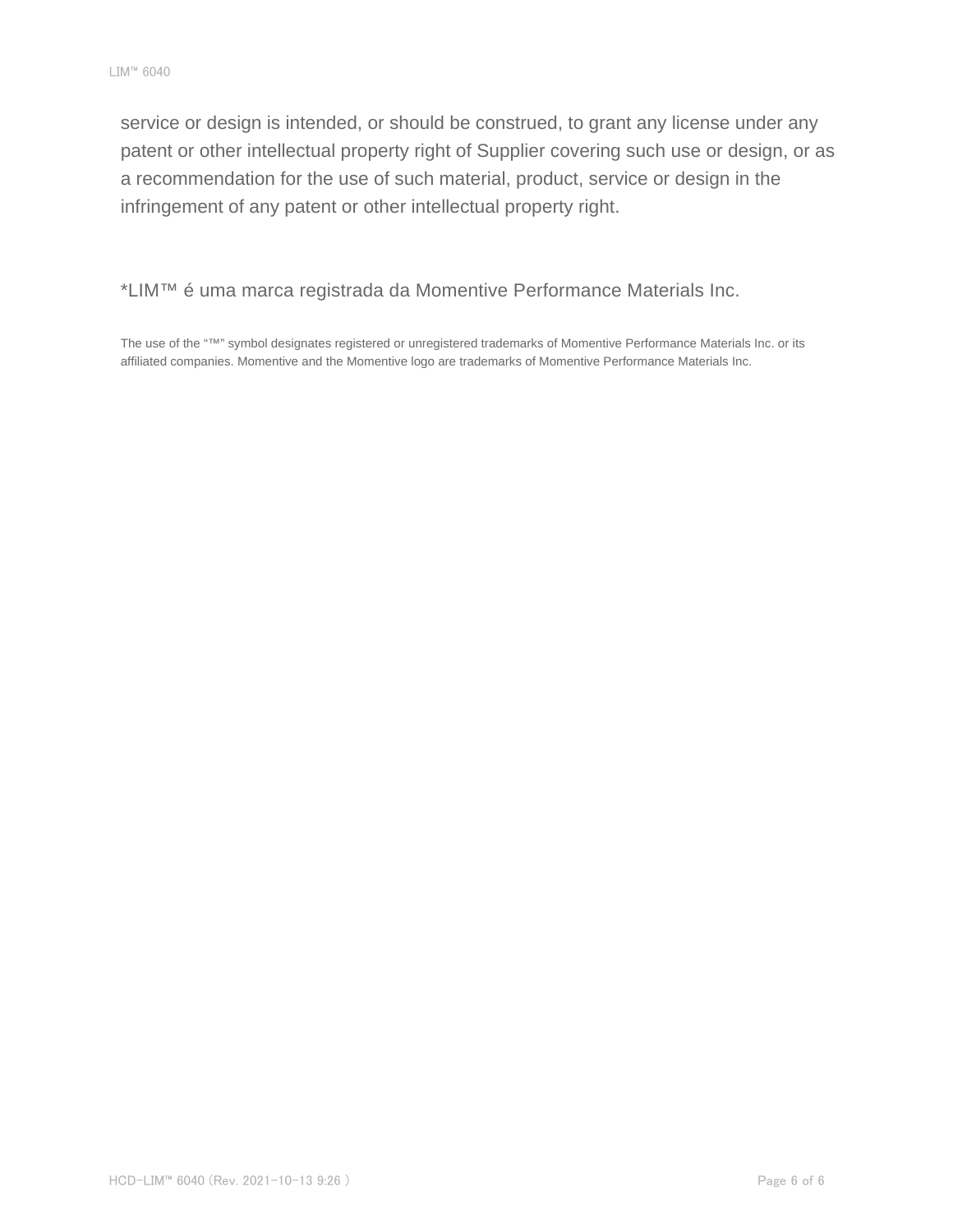service or design is intended, or should be construed, to grant any license under any patent or other intellectual property right of Supplier covering such use or design, or as a recommendation for the use of such material, product, service or design in the infringement of any patent or other intellectual property right.

*LIM™ é uma marca registrada da Momentive Performance Materials Inc.

The use of the "™" symbol designates registered or unregistered trademarks of Momentive Performance Materials Inc. or its affiliated companies. Momentive and the Momentive logo are trademarks of Momentive Performance Materials Inc.